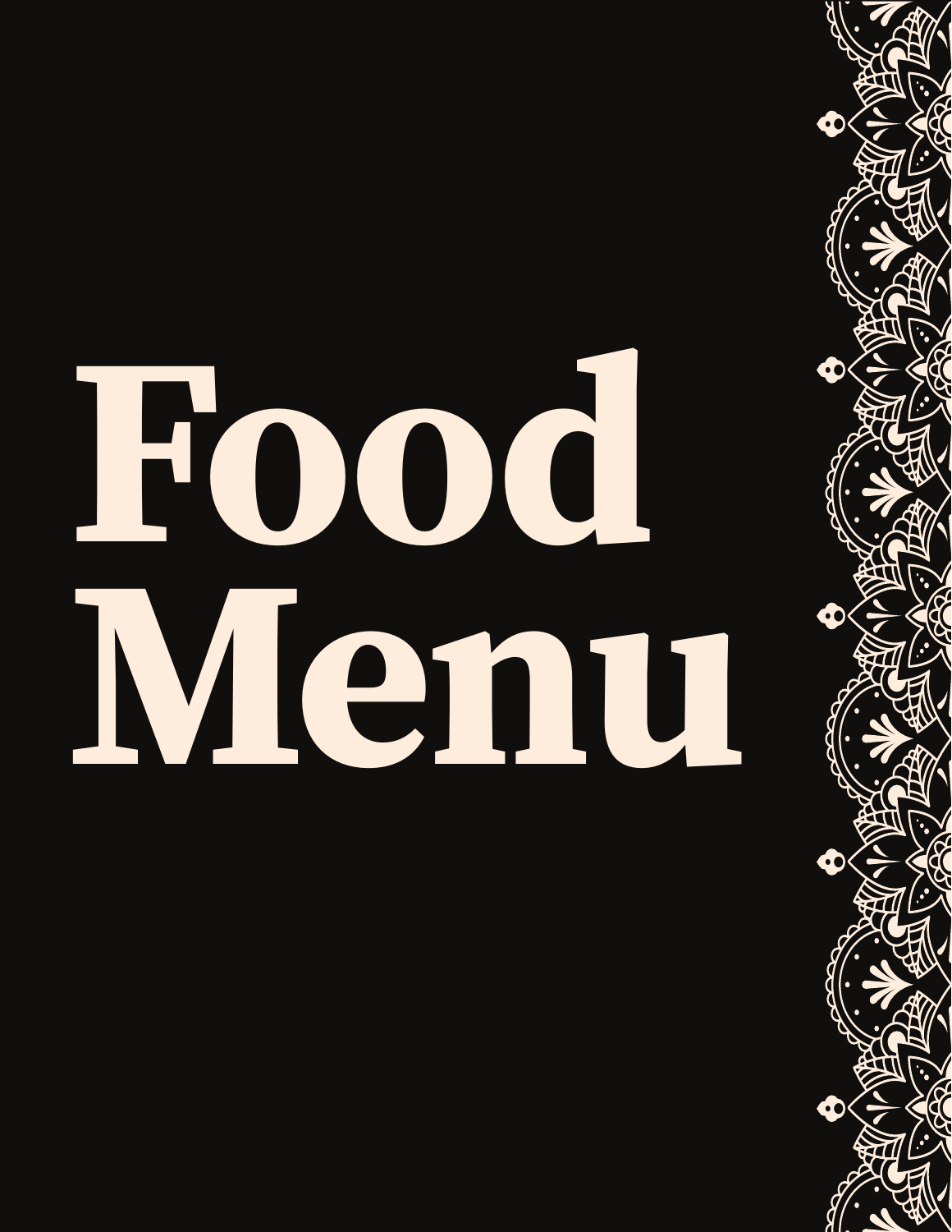# Food Menu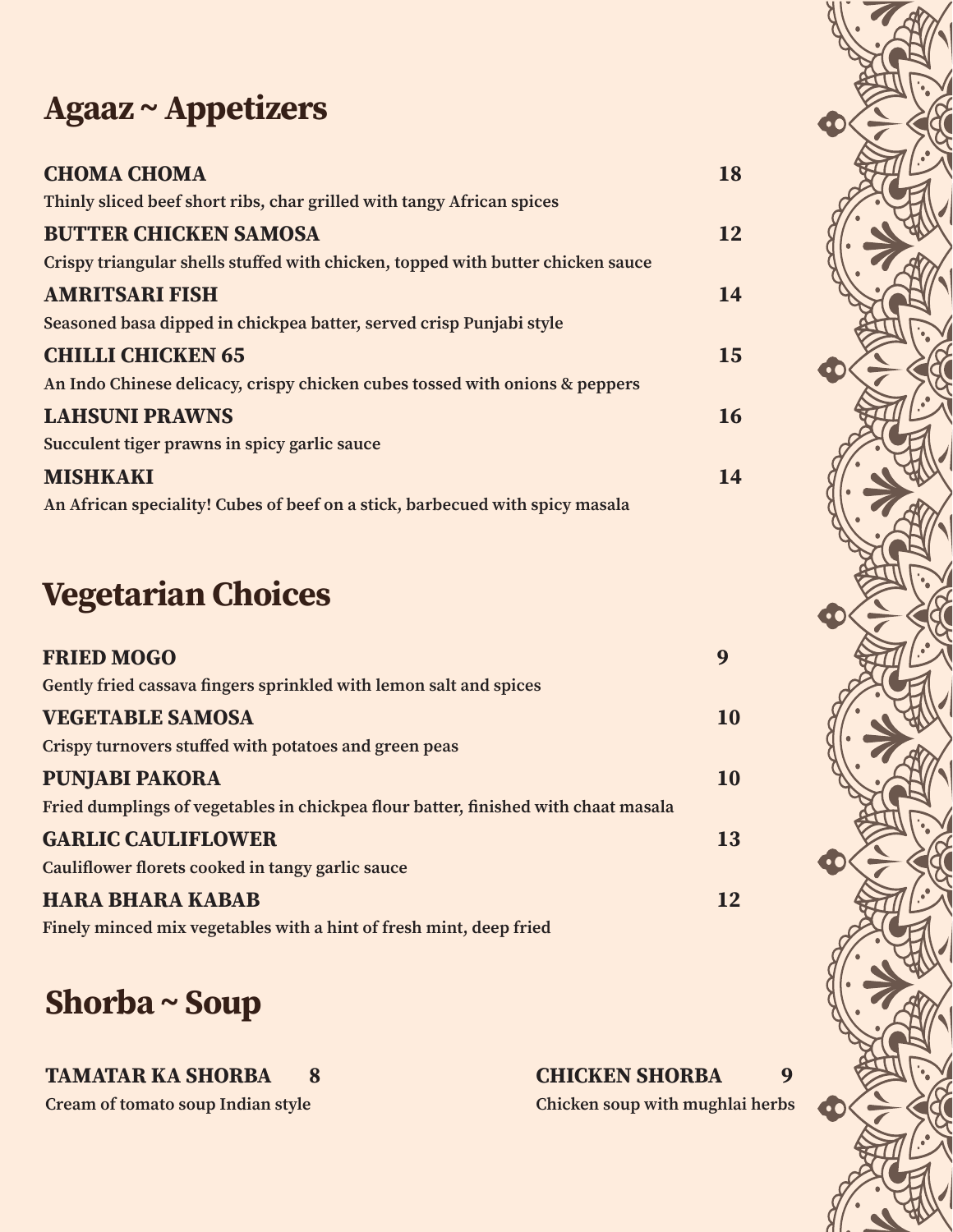## Agaaz ~ Appetizers

**CHOMA CHOMA** **18**
Thinly sliced beef short ribs, char grilled with tangy African spices

**BUTTER CHICKEN SAMOSA** **12**
Crispy triangular shells stuffed with chicken, topped with butter chicken sauce

**AMRITSARI FISH** **14**
Seasoned basa dipped in chickpea batter, served crisp Punjabi style

**CHILLI CHICKEN 65** **15**
An Indo Chinese delicacy, crispy chicken cubes tossed with onions & peppers

**LAHSUNI PRAWNS** **16**
Succulent tiger prawns in spicy garlic sauce

**MISHKAKI** **14**
An African speciality! Cubes of beef on a stick, barbecued with spicy masala

## Vegetarian Choices

**FRIED MOGO** **9**
Gently fried cassava fingers sprinkled with lemon salt and spices

**VEGETABLE SAMOSA** **10**
Crispy turnovers stuffed with potatoes and green peas

**PUNJABI PAKORA** **10**
Fried dumplings of vegetables in chickpea flour batter, finished with chaat masala

**GARLIC CAULIFLOWER** **13**
Cauliflower florets cooked in tangy garlic sauce

**HARA BHARA KABAB** **12**
Finely minced mix vegetables with a hint of fresh mint, deep fried

## Shorba ~ Soup

**TAMATAR KA SHORBA** **8**
Cream of tomato soup Indian style

**CHICKEN SHORBA** **9**
Chicken soup with mughlai herbs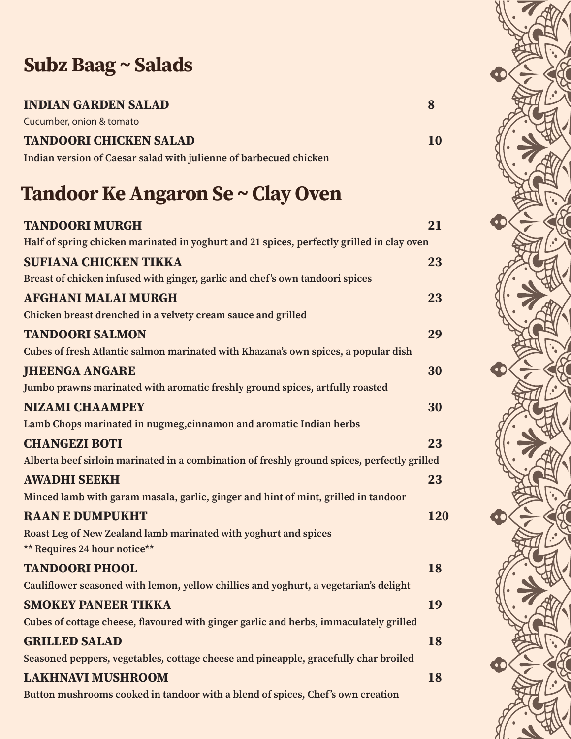## Subz Baag ~ Salads

**INDIAN GARDEN SALAD** 8

Cucumber, onion & tomato

**TANDOORI CHICKEN SALAD** 10

**Indian version of Caesar salad with julienne of barbecued chicken**

## Tandoor Ke Angaron Se ~ Clay Oven

**TANDOORI MURGH** 21

**Half of spring chicken marinated in yoghurt and 21 spices, perfectly grilled in clay oven**

**SUFIANA CHICKEN TIKKA** 23

**Breast of chicken infused with ginger, garlic and chef's own tandoori spices**

**AFGHANI MALAI MURGH** 23

**Chicken breast drenched in a velvety cream sauce and grilled**

**TANDOORI SALMON** 29

**Cubes of fresh Atlantic salmon marinated with Khazana's own spices, a popular dish**

**JHEENGA ANGARE** 30

**Jumbo prawns marinated with aromatic freshly ground spices, artfully roasted**

**NIZAMI CHAAMPEY** 30

**Lamb Chops marinated in nugmeg,cinnamon and aromatic Indian herbs**

**CHANGEZI BOTI** 23

**Alberta beef sirloin marinated in a combination of freshly ground spices, perfectly grilled**

**AWADHI SEEKH** 23

**Minced lamb with garam masala, garlic, ginger and hint of mint, grilled in tandoor**

**RAAN E DUMPUKHT** 120

**Roast Leg of New Zealand lamb marinated with yoghurt and spices**

**\*\* Requires 24 hour notice\*\***

**TANDOORI PHOOL** 18

**Cauliflower seasoned with lemon, yellow chillies and yoghurt, a vegetarian's delight**

**SMOKEY PANEER TIKKA** 19

**Cubes of cottage cheese, flavoured with ginger garlic and herbs, immaculately grilled**

**GRILLED SALAD** 18

**Seasoned peppers, vegetables, cottage cheese and pineapple, gracefully char broiled**

**LAKHNAVI MUSHROOM** 18

**Button mushrooms cooked in tandoor with a blend of spices, Chef's own creation**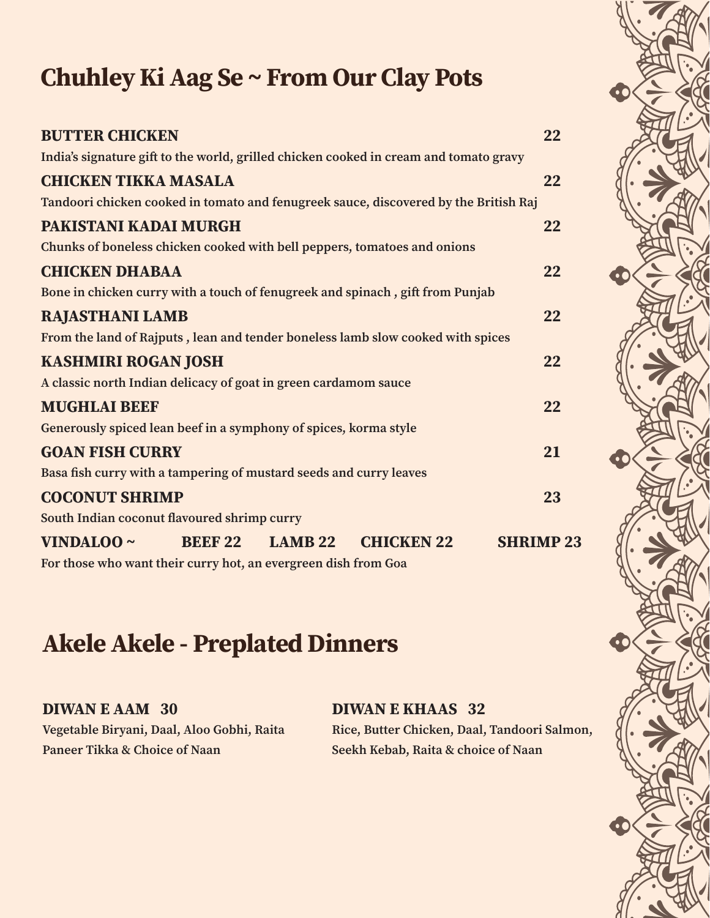# Chuhley Ki Aag Se ~ From Our Clay Pots

**BUTTER CHICKEN** — **22**
India's signature gift to the world, grilled chicken cooked in cream and tomato gravy

**CHICKEN TIKKA MASALA** — **22**
Tandoori chicken cooked in tomato and fenugreek sauce, discovered by the British Raj

**PAKISTANI KADAI MURGH** — **22**
Chunks of boneless chicken cooked with bell peppers, tomatoes and onions

**CHICKEN DHABAA** — **22**
Bone in chicken curry with a touch of fenugreek and spinach , gift from Punjab

**RAJASTHANI LAMB** — **22**
From the land of Rajputs , lean and tender boneless lamb slow cooked with spices

**KASHMIRI ROGAN JOSH** — **22**
A classic north Indian delicacy of goat in green cardamom sauce

**MUGHLAI BEEF** — **22**
Generously spiced lean beef in a symphony of spices, korma style

**GOAN FISH CURRY** — **21**
Basa fish curry with a tampering of mustard seeds and curry leaves

**COCONUT SHRIMP** — **23**
South Indian coconut flavoured shrimp curry

**VINDALOO ~** **BEEF 22** **LAMB 22** **CHICKEN 22** **SHRIMP 23**
For those who want their curry hot, an evergreen dish from Goa

# Akele Akele - Preplated Dinners

**DIWAN E AAM 30**
Vegetable Biryani, Daal, Aloo Gobhi, Raita
Paneer Tikka & Choice of Naan

**DIWAN E KHAAS 32**
Rice, Butter Chicken, Daal, Tandoori Salmon,
Seekh Kebab, Raita & choice of Naan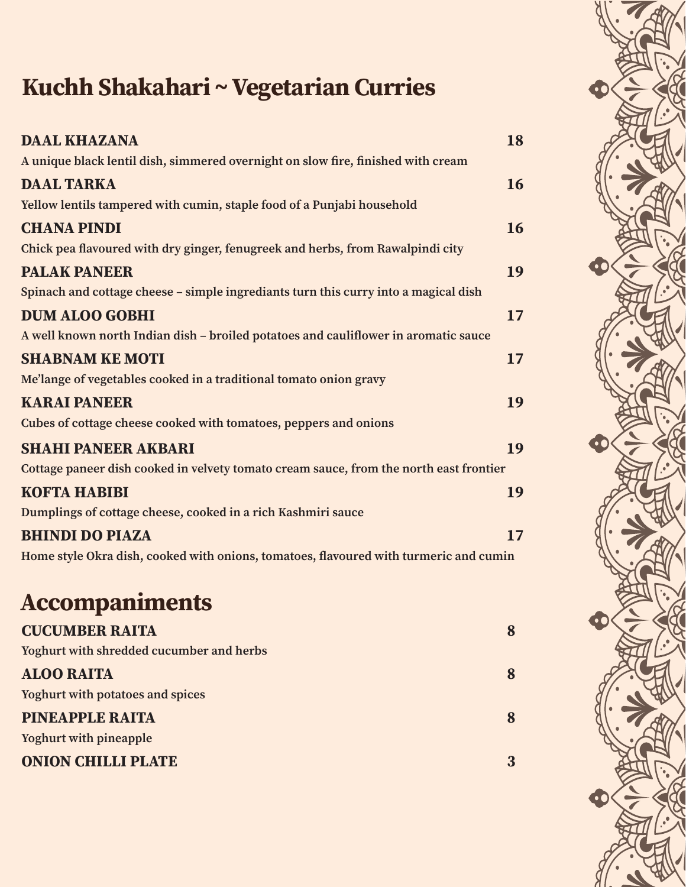# Kuchh Shakahari ~ Vegetarian Curries

**DAAL KHAZANA** **18**
A unique black lentil dish, simmered overnight on slow fire, finished with cream

**DAAL TARKA** **16**
Yellow lentils tampered with cumin, staple food of a Punjabi household

**CHANA PINDI** **16**
Chick pea flavoured with dry ginger, fenugreek and herbs, from Rawalpindi city

**PALAK PANEER** **19**
Spinach and cottage cheese – simple ingrediants turn this curry into a magical dish

**DUM ALOO GOBHI** **17**
A well known north Indian dish – broiled potatoes and cauliflower in aromatic sauce

**SHABNAM KE MOTI** **17**
Me'lange of vegetables cooked in a traditional tomato onion gravy

**KARAI PANEER** **19**
Cubes of cottage cheese cooked with tomatoes, peppers and onions

**SHAHI PANEER AKBARI** **19**
Cottage paneer dish cooked in velvety tomato cream sauce, from the north east frontier

**KOFTA HABIBI** **19**
Dumplings of cottage cheese, cooked in a rich Kashmiri sauce

**BHINDI DO PIAZA** **17**
Home style Okra dish, cooked with onions, tomatoes, flavoured with turmeric and cumin

# Accompaniments

**CUCUMBER RAITA** **8**
Yoghurt with shredded cucumber and herbs

**ALOO RAITA** **8**
Yoghurt with potatoes and spices

**PINEAPPLE RAITA** **8**
Yoghurt with pineapple

**ONION CHILLI PLATE** **3**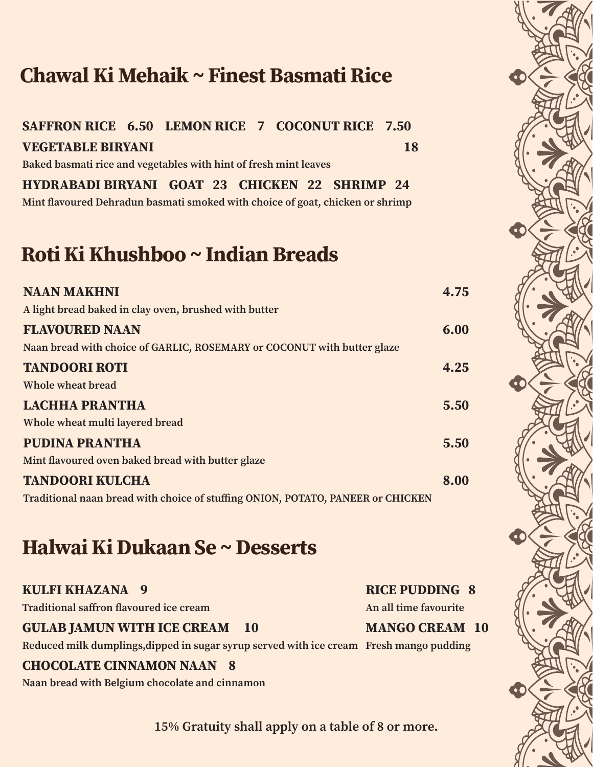## Chawal Ki Mehaik ~ Finest Basmati Rice

**SAFFRON RICE 6.50 LEMON RICE 7 COCONUT RICE 7.50**

**VEGETABLE BIRYANI** **18**

Baked basmati rice and vegetables with hint of fresh mint leaves

**HYDRABADI BIRYANI GOAT 23 CHICKEN 22 SHRIMP 24**

Mint flavoured Dehradun basmati smoked with choice of goat, chicken or shrimp

## Roti Ki Khushboo ~ Indian Breads

**NAAN MAKHNI** **4.75**

A light bread baked in clay oven, brushed with butter

**FLAVOURED NAAN** **6.00**

Naan bread with choice of GARLIC, ROSEMARY or COCONUT with butter glaze

**TANDOORI ROTI** **4.25**

Whole wheat bread

**LACHHA PRANTHA** **5.50**

Whole wheat multi layered bread

**PUDINA PRANTHA** **5.50**

Mint flavoured oven baked bread with butter glaze

**TANDOORI KULCHA** **8.00**

Traditional naan bread with choice of stuffing ONION, POTATO, PANEER or CHICKEN

## Halwai Ki Dukaan Se ~ Desserts

**KULFI KHAZANA 9**

Traditional saffron flavoured ice cream

**GULAB JAMUN WITH ICE CREAM 10**

Reduced milk dumplings,dipped in sugar syrup served with ice cream

**CHOCOLATE CINNAMON NAAN 8**

Naan bread with Belgium chocolate and cinnamon

**RICE PUDDING 8**

An all time favourite

**MANGO CREAM 10**

Fresh mango pudding

**15% Gratuity shall apply on a table of 8 or more.**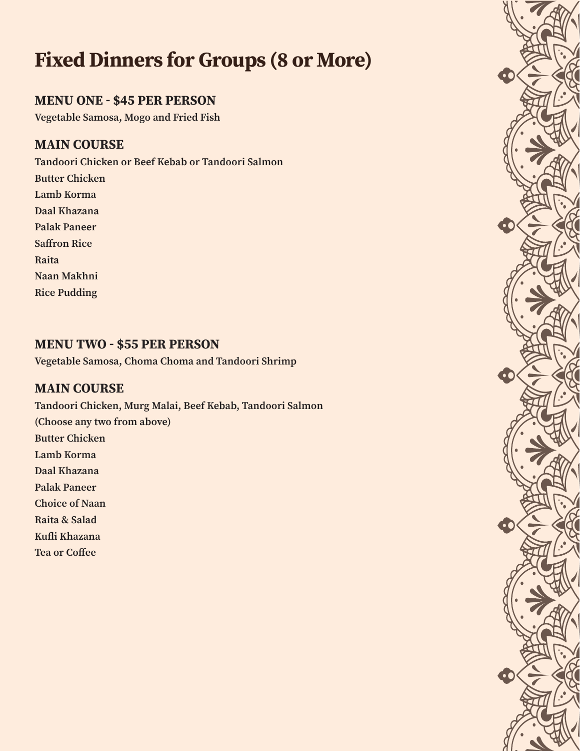# Fixed Dinners for Groups (8 or More)

## MENU ONE - $45 PER PERSON

**Vegetable Samosa, Mogo and Fried Fish**

### MAIN COURSE

**Tandoori Chicken or Beef Kebab or Tandoori Salmon**
**Butter Chicken**
**Lamb Korma**
**Daal Khazana**
**Palak Paneer**
**Saffron Rice**
**Raita**
**Naan Makhni**
**Rice Pudding**

## MENU TWO - $55 PER PERSON

**Vegetable Samosa, Choma Choma and Tandoori Shrimp**

### MAIN COURSE

**Tandoori Chicken, Murg Malai, Beef Kebab, Tandoori Salmon**
**(Choose any two from above)**
**Butter Chicken**
**Lamb Korma**
**Daal Khazana**
**Palak Paneer**
**Choice of Naan**
**Raita & Salad**
**Kufli Khazana**
**Tea or Coffee**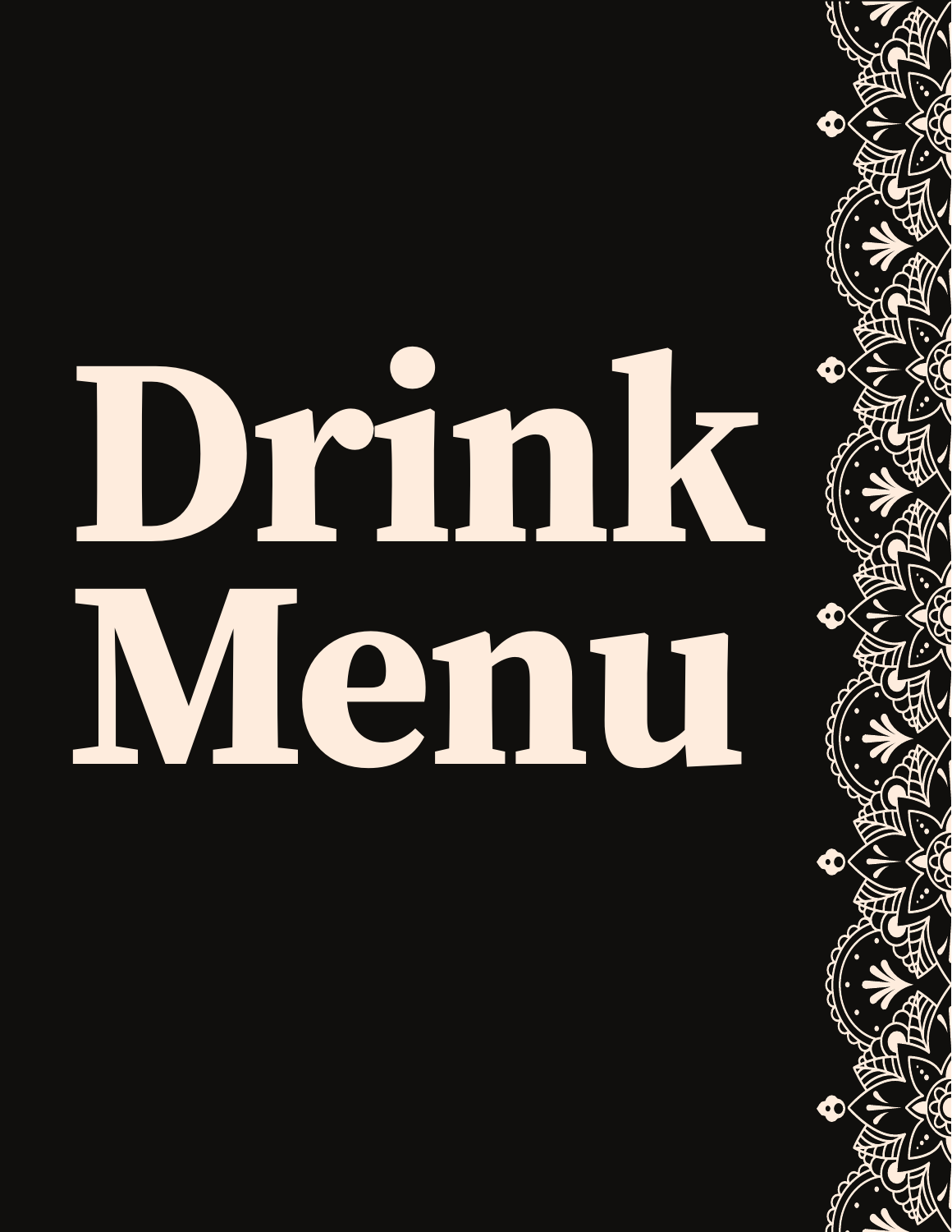# Drink Menu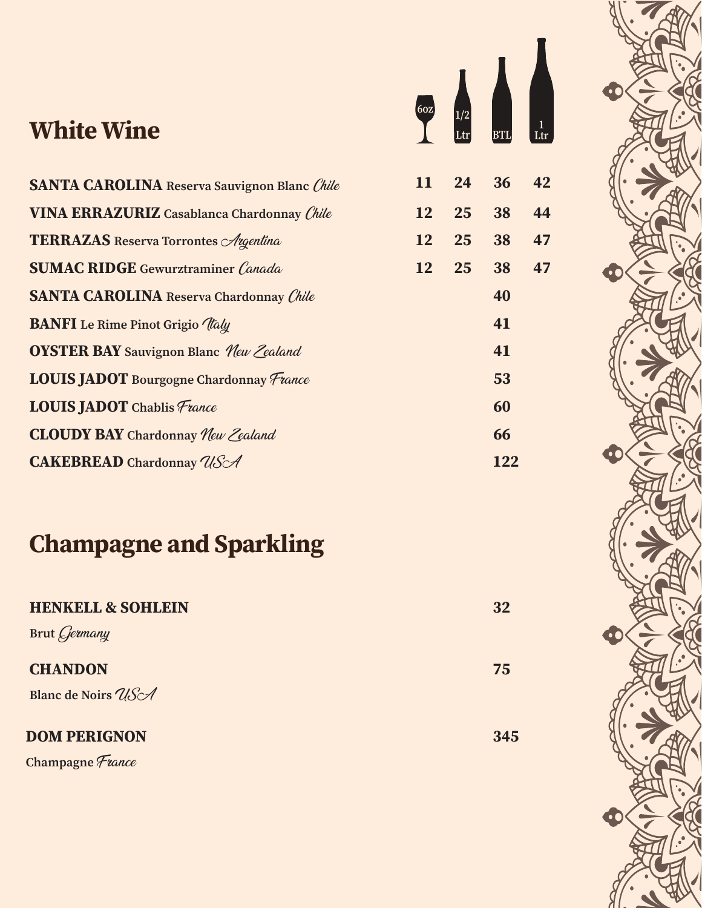# White Wine

| Wine | 6oz | 1/2 Ltr | BTL | 1 Ltr |
|---|---|---|---|---|
| **SANTA CAROLINA** Reserva Sauvignon Blanc *Chile* | 11 | 24 | 36 | 42 |
| **VINA ERRAZURIZ** Casablanca Chardonnay *Chile* | 12 | 25 | 38 | 44 |
| **TERRAZAS** Reserva Torrontes *Argentina* | 12 | 25 | 38 | 47 |
| **SUMAC RIDGE** Gewurztraminer *Canada* | 12 | 25 | 38 | 47 |
| **SANTA CAROLINA** Reserva Chardonnay *Chile* | | | 40 | |
| **BANFI** Le Rime Pinot Grigio *Italy* | | | 41 | |
| **OYSTER BAY** Sauvignon Blanc *New Zealand* | | | 41 | |
| **LOUIS JADOT** Bourgogne Chardonnay *France* | | | 53 | |
| **LOUIS JADOT** Chablis *France* | | | 60 | |
| **CLOUDY BAY** Chardonnay *New Zealand* | | | 66 | |
| **CAKEBREAD** Chardonnay *USA* | | | 122 | |

# Champagne and Sparkling

**HENKELL & SOHLEIN** — 32

Brut *Germany*

**CHANDON** — 75

Blanc de Noirs *USA*

**DOM PERIGNON** — 345

Champagne *France*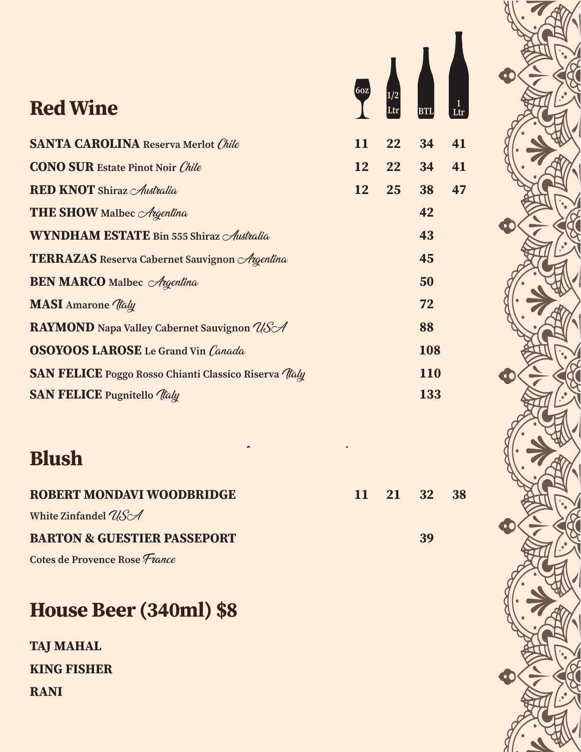## Red Wine

| | 6oz | 1/2 Ltr | BTL | 1 Ltr |
|---|---|---|---|---|
| **SANTA CAROLINA** Reserva Merlot *Chile* | 11 | 22 | 34 | 41 |
| **CONO SUR** Estate Pinot Noir *Chile* | 12 | 22 | 34 | 41 |
| **RED KNOT** Shiraz *Australia* | 12 | 25 | 38 | 47 |
| **THE SHOW** Malbec *Argentina* | | | 42 | |
| **WYNDHAM ESTATE** Bin 555 Shiraz *Australia* | | | 43 | |
| **TERRAZAS** Reserva Cabernet Sauvignon *Argentina* | | | 45 | |
| **BEN MARCO** Malbec *Argentina* | | | 50 | |
| **MASI** Amarone *Italy* | | | 72 | |
| **RAYMOND** Napa Valley Cabernet Sauvignon *USA* | | | 88 | |
| **OSOYOOS LAROSE** Le Grand Vin *Canada* | | | 108 | |
| **SAN FELICE** Poggo Rosso Chianti Classico Riserva *Italy* | | | 110 | |
| **SAN FELICE** Pugnitello *Italy* | | | 133 | |

## Blush

| | 6oz | 1/2 Ltr | BTL | 1 Ltr |
|---|---|---|---|---|
| **ROBERT MONDAVI WOODBRIDGE** White Zinfandel *USA* | 11 | 21 | 32 | 38 |
| **BARTON & GUESTIER PASSEPORT** Cotes de Provence Rose *France* | | | 39 | |

## House Beer (340ml) $8

**TAJ MAHAL**

**KING FISHER**

**RANI**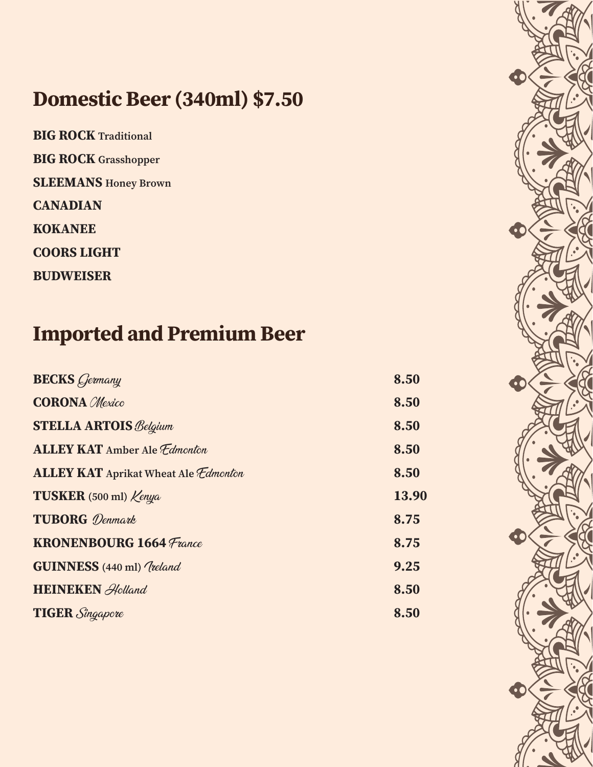## Domestic Beer (340ml) $7.50

**BIG ROCK** Traditional

**BIG ROCK** Grasshopper

**SLEEMANS** Honey Brown

**CANADIAN**

**KOKANEE**

**COORS LIGHT**

**BUDWEISER**

## Imported and Premium Beer

| Beer | Price |
|---|---|
| **BECKS** *Germany* | 8.50 |
| **CORONA** *Mexico* | 8.50 |
| **STELLA ARTOIS** *Belgium* | 8.50 |
| **ALLEY KAT** Amber Ale *Edmonton* | 8.50 |
| **ALLEY KAT** Aprikat Wheat Ale *Edmonton* | 8.50 |
| **TUSKER** (500 ml) *Kenya* | 13.90 |
| **TUBORG** *Denmark* | 8.75 |
| **KRONENBOURG 1664** *France* | 8.75 |
| **GUINNESS** (440 ml) *Ireland* | 9.25 |
| **HEINEKEN** *Holland* | 8.50 |
| **TIGER** *Singapore* | 8.50 |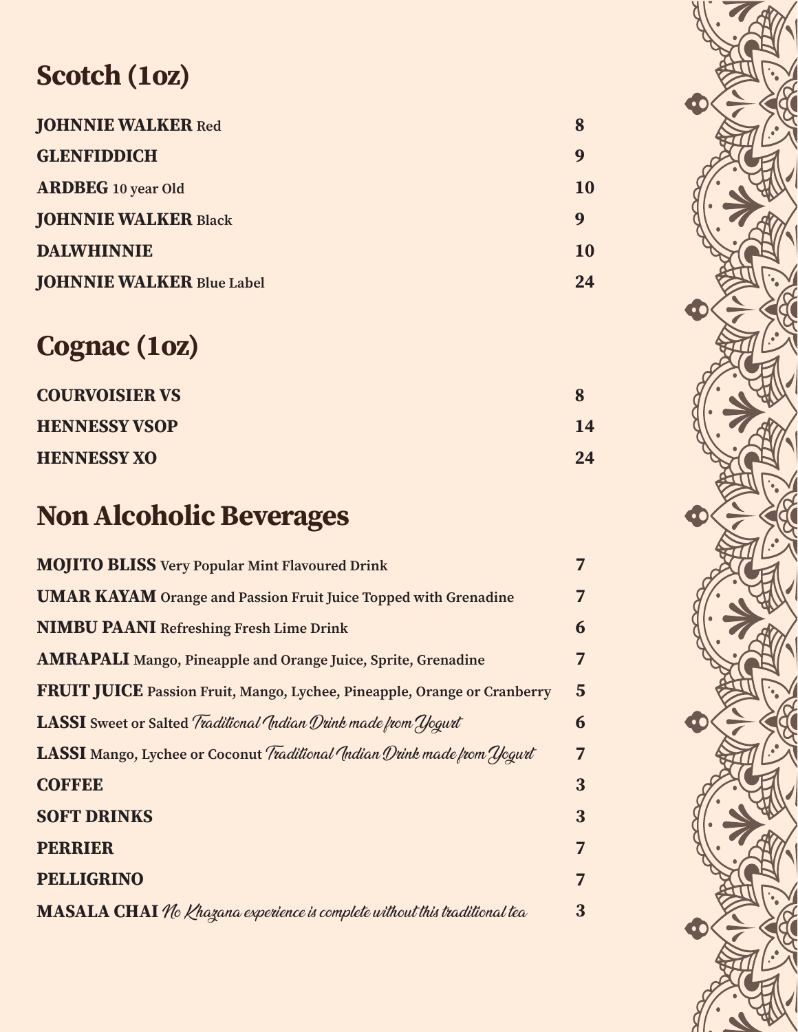## Scotch (1oz)

| Item | Price |
|---|---|
| **JOHNNIE WALKER** Red | 8 |
| **GLENFIDDICH** | 9 |
| **ARDBEG** 10 year Old | 10 |
| **JOHNNIE WALKER** Black | 9 |
| **DALWHINNIE** | 10 |
| **JOHNNIE WALKER** Blue Label | 24 |

## Cognac (1oz)

| Item | Price |
|---|---|
| **COURVOISIER VS** | 8 |
| **HENNESSY VSOP** | 14 |
| **HENNESSY XO** | 24 |

## Non Alcoholic Beverages

| Item | Price |
|---|---|
| **MOJITO BLISS** Very Popular Mint Flavoured Drink | 7 |
| **UMAR KAYAM** Orange and Passion Fruit Juice Topped with Grenadine | 7 |
| **NIMBU PAANI** Refreshing Fresh Lime Drink | 6 |
| **AMRAPALI** Mango, Pineapple and Orange Juice, Sprite, Grenadine | 7 |
| **FRUIT JUICE** Passion Fruit, Mango, Lychee, Pineapple, Orange or Cranberry | 5 |
| **LASSI** Sweet or Salted *Traditional Indian Drink made from Yogurt* | 6 |
| **LASSI** Mango, Lychee or Coconut *Traditional Indian Drink made from Yogurt* | 7 |
| **COFFEE** | 3 |
| **SOFT DRINKS** | 3 |
| **PERRIER** | 7 |
| **PELLIGRINO** | 7 |
| **MASALA CHAI** *No Khazana experience is complete without this traditional tea* | 3 |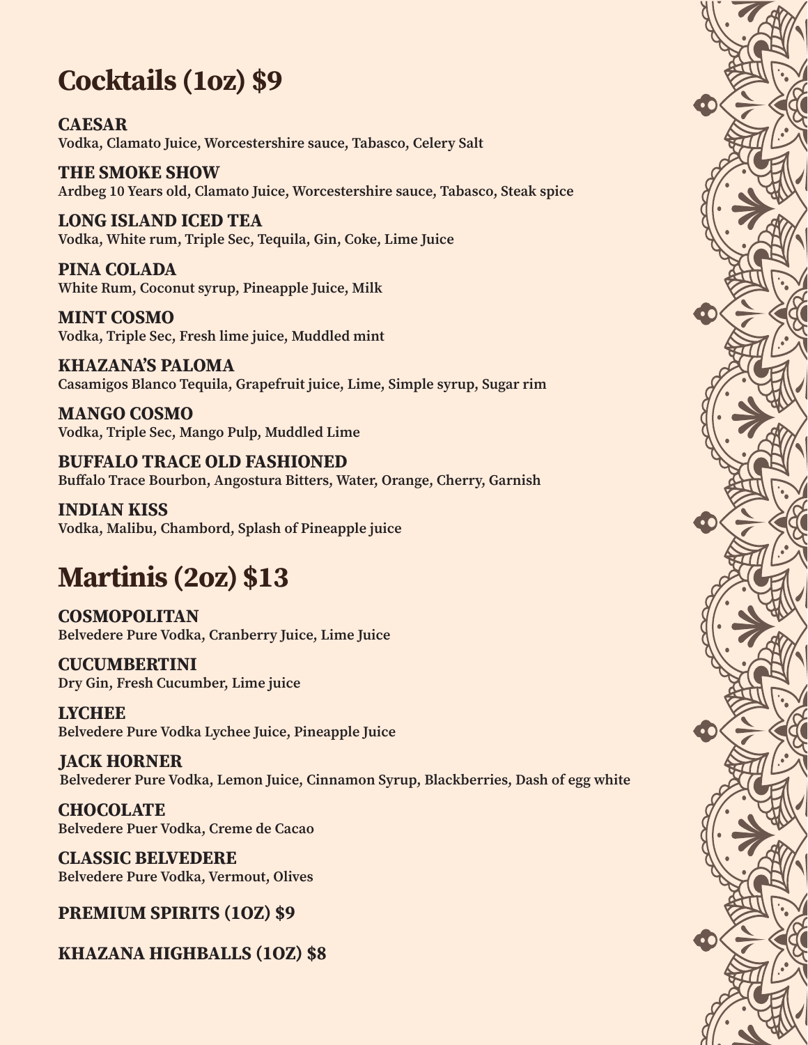# Cocktails (1oz) $9

**CAESAR**
Vodka, Clamato Juice, Worcestershire sauce, Tabasco, Celery Salt

**THE SMOKE SHOW**
Ardbeg 10 Years old, Clamato Juice, Worcestershire sauce, Tabasco, Steak spice

**LONG ISLAND ICED TEA**
Vodka, White rum, Triple Sec, Tequila, Gin, Coke, Lime Juice

**PINA COLADA**
White Rum, Coconut syrup, Pineapple Juice, Milk

**MINT COSMO**
Vodka, Triple Sec, Fresh lime juice, Muddled mint

**KHAZANA'S PALOMA**
Casamigos Blanco Tequila, Grapefruit juice, Lime, Simple syrup, Sugar rim

**MANGO COSMO**
Vodka, Triple Sec, Mango Pulp, Muddled Lime

**BUFFALO TRACE OLD FASHIONED**
Buffalo Trace Bourbon, Angostura Bitters, Water, Orange, Cherry, Garnish

**INDIAN KISS**
Vodka, Malibu, Chambord, Splash of Pineapple juice

# Martinis (2oz) $13

**COSMOPOLITAN**
Belvedere Pure Vodka, Cranberry Juice, Lime Juice

**CUCUMBERTINI**
Dry Gin, Fresh Cucumber, Lime juice

**LYCHEE**
Belvedere Pure Vodka Lychee Juice, Pineapple Juice

**JACK HORNER**
Belvederer Pure Vodka, Lemon Juice, Cinnamon Syrup, Blackberries, Dash of egg white

**CHOCOLATE**
Belvedere Puer Vodka, Creme de Cacao

**CLASSIC BELVEDERE**
Belvedere Pure Vodka, Vermout, Olives

**PREMIUM SPIRITS (1OZ) $9**

**KHAZANA HIGHBALLS (1OZ) $8**